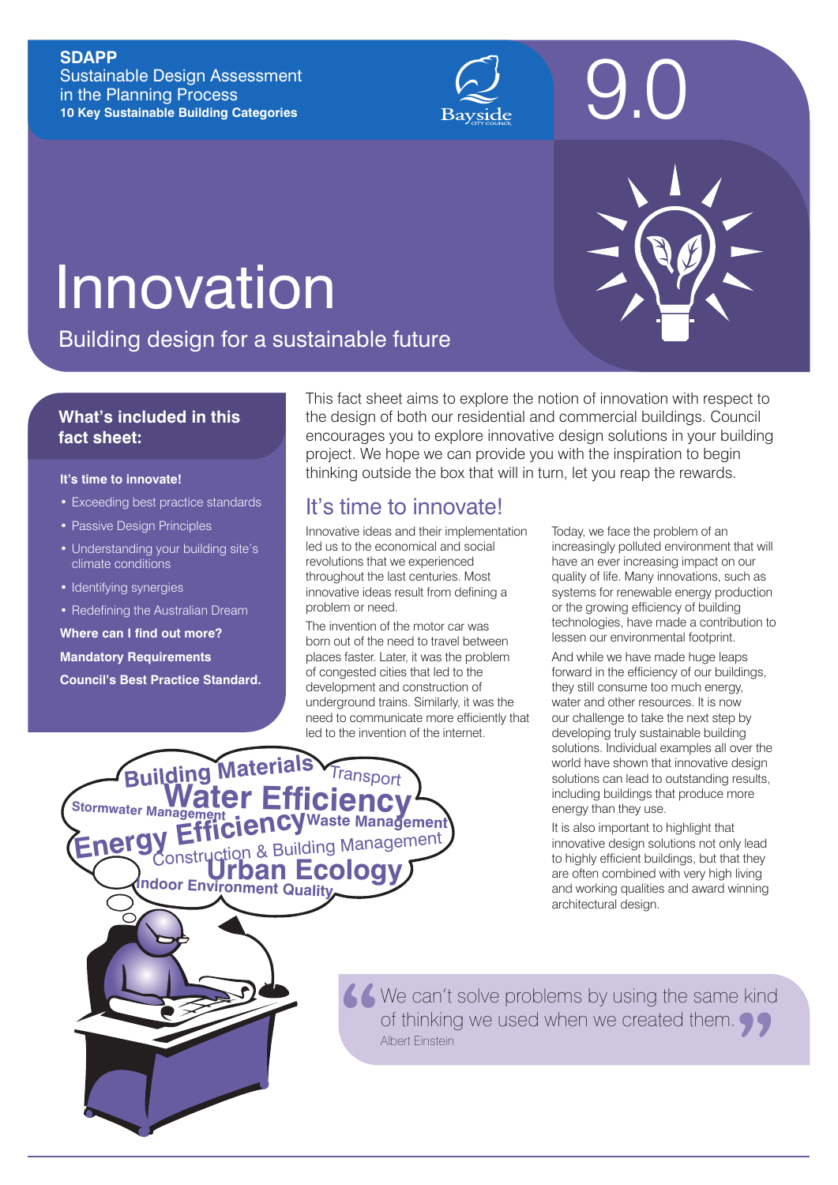**SDAPP**
Sustainable Design Assessment in the Planning Process
**10 Key Sustainable Building Categories**

9.0

# Innovation

Building design for a sustainable future

### What's included in this fact sheet:

**It's time to innovate!**

- Exceeding best practice standards
- Passive Design Principles
- Understanding your building site's climate conditions
- Identifying synergies
- Redefining the Australian Dream

**Where can I find out more?**

**Mandatory Requirements**

**Council's Best Practice Standard.**

This fact sheet aims to explore the notion of innovation with respect to the design of both our residential and commercial buildings. Council encourages you to explore innovative design solutions in your building project. We hope we can provide you with the inspiration to begin thinking outside the box that will in turn, let you reap the rewards.

## It's time to innovate!

Innovative ideas and their implementation led us to the economical and social revolutions that we experienced throughout the last centuries. Most innovative ideas result from defining a problem or need.

The invention of the motor car was born out of the need to travel between places faster. Later, it was the problem of congested cities that led to the development and construction of underground trains. Similarly, it was the need to communicate more efficiently that led to the invention of the internet.

Today, we face the problem of an increasingly polluted environment that will have an ever increasing impact on our quality of life. Many innovations, such as systems for renewable energy production or the growing efficiency of building technologies, have made a contribution to lessen our environmental footprint.

And while we have made huge leaps forward in the efficiency of our buildings, they still consume too much energy, water and other resources. It is now our challenge to take the next step by developing truly sustainable building solutions. Individual examples all over the world have shown that innovative design solutions can lead to outstanding results, including buildings that produce more energy than they use.

It is also important to highlight that innovative design solutions not only lead to highly efficient buildings, but that they are often combined with very high living and working qualities and award winning architectural design.

> "We can't solve problems by using the same kind of thinking we used when we created them."
> Albert Einstein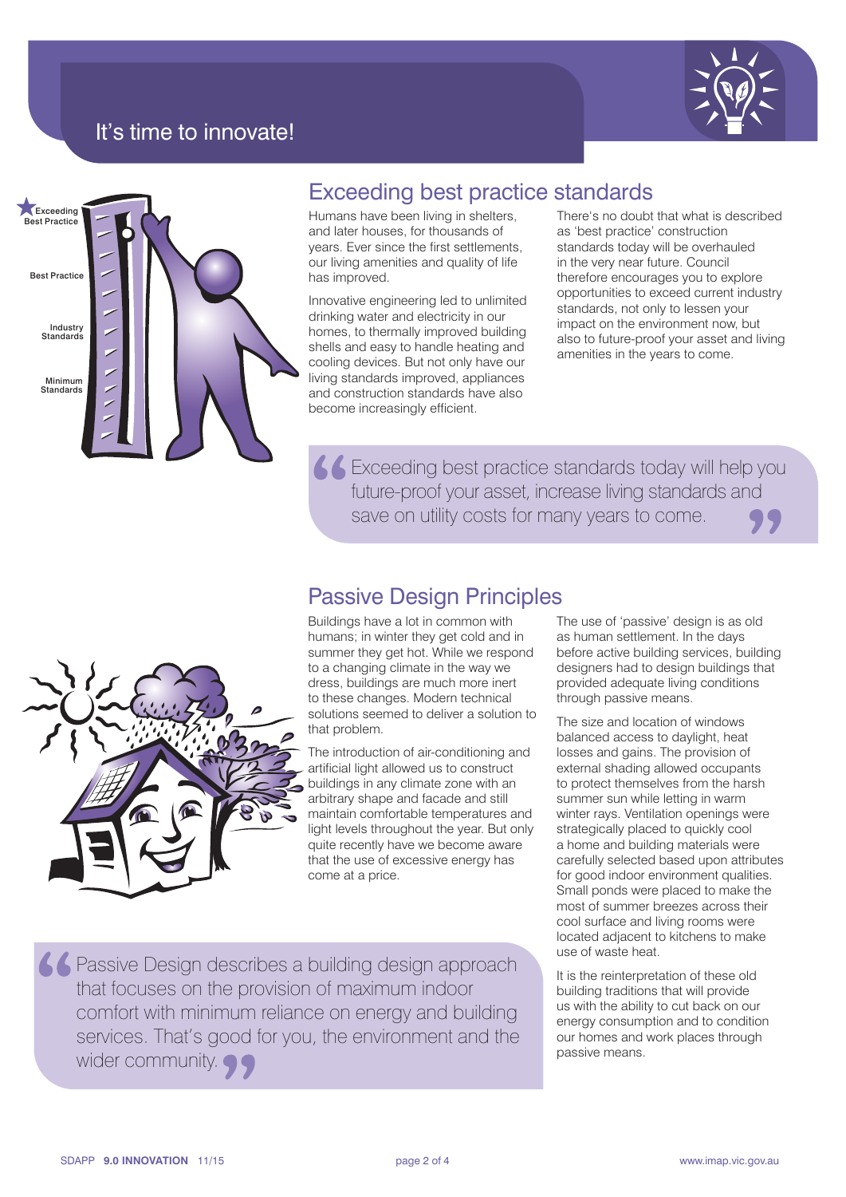# It's time to innovate!

Exceeding Best Practice

Best Practice

Industry Standards

Minimum Standards

## Exceeding best practice standards

Humans have been living in shelters, and later houses, for thousands of years. Ever since the first settlements, our living amenities and quality of life has improved.

Innovative engineering led to unlimited drinking water and electricity in our homes, to thermally improved building shells and easy to handle heating and cooling devices. But not only have our living standards improved, appliances and construction standards have also become increasingly efficient.

There's no doubt that what is described as 'best practice' construction standards today will be overhauled in the very near future. Council therefore encourages you to explore opportunities to exceed current industry standards, not only to lessen your impact on the environment now, but also to future-proof your asset and living amenities in the years to come.

> "Exceeding best practice standards today will help you future-proof your asset, increase living standards and save on utility costs for many years to come."

## Passive Design Principles

Buildings have a lot in common with humans; in winter they get cold and in summer they get hot. While we respond to a changing climate in the way we dress, buildings are much more inert to these changes. Modern technical solutions seemed to deliver a solution to that problem.

The introduction of air-conditioning and artificial light allowed us to construct buildings in any climate zone with an arbitrary shape and facade and still maintain comfortable temperatures and light levels throughout the year. But only quite recently have we become aware that the use of excessive energy has come at a price.

> "Passive Design describes a building design approach that focuses on the provision of maximum indoor comfort with minimum reliance on energy and building services. That's good for you, the environment and the wider community."

The use of 'passive' design is as old as human settlement. In the days before active building services, building designers had to design buildings that provided adequate living conditions through passive means.

The size and location of windows balanced access to daylight, heat losses and gains. The provision of external shading allowed occupants to protect themselves from the harsh summer sun while letting in warm winter rays. Ventilation openings were strategically placed to quickly cool a home and building materials were carefully selected based upon attributes for good indoor environment qualities. Small ponds were placed to make the most of summer breezes across their cool surface and living rooms were located adjacent to kitchens to make use of waste heat.

It is the reinterpretation of these old building traditions that will provide us with the ability to cut back on our energy consumption and to condition our homes and work places through passive means.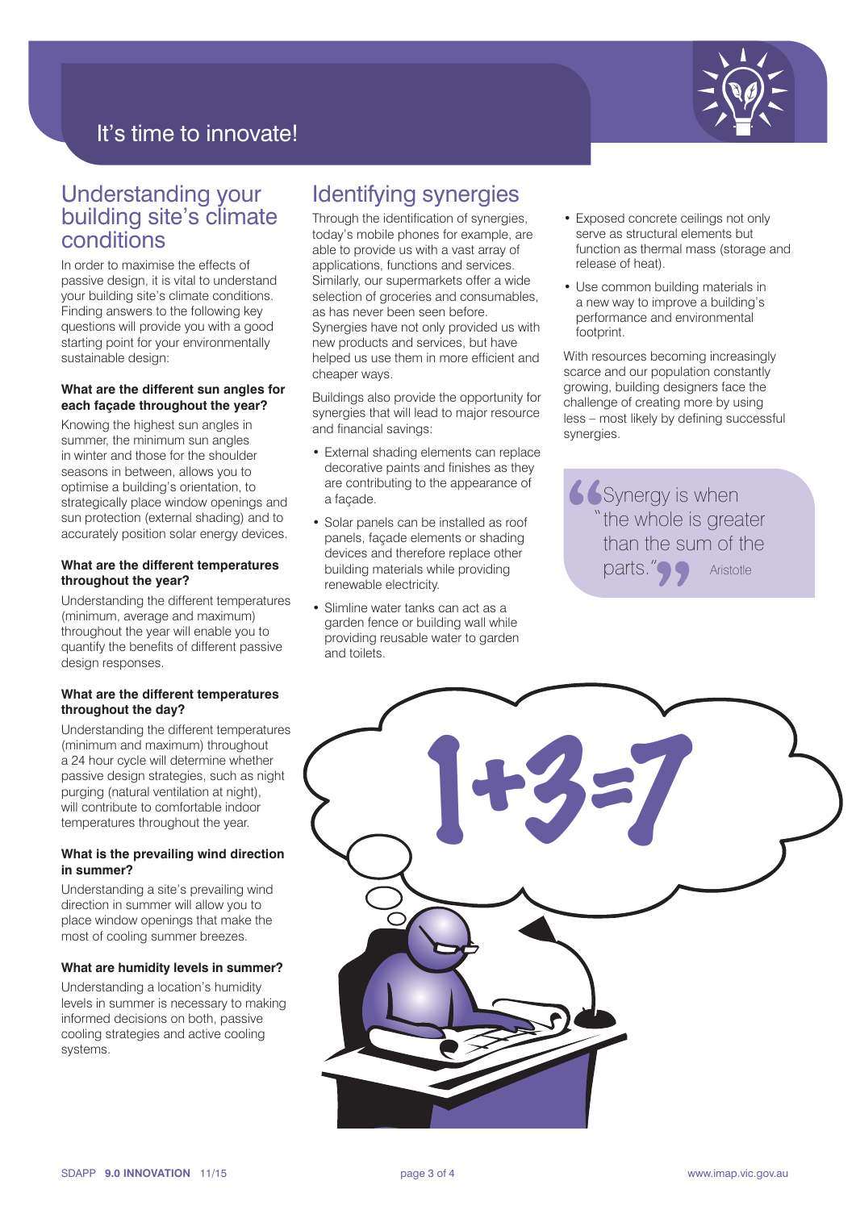# It's time to innovate!

## Understanding your building site's climate conditions

In order to maximise the effects of passive design, it is vital to understand your building site's climate conditions. Finding answers to the following key questions will provide you with a good starting point for your environmentally sustainable design:

**What are the different sun angles for each façade throughout the year?**

Knowing the highest sun angles in summer, the minimum sun angles in winter and those for the shoulder seasons in between, allows you to optimise a building's orientation, to strategically place window openings and sun protection (external shading) and to accurately position solar energy devices.

**What are the different temperatures throughout the year?**

Understanding the different temperatures (minimum, average and maximum) throughout the year will enable you to quantify the benefits of different passive design responses.

**What are the different temperatures throughout the day?**

Understanding the different temperatures (minimum and maximum) throughout a 24 hour cycle will determine whether passive design strategies, such as night purging (natural ventilation at night), will contribute to comfortable indoor temperatures throughout the year.

**What is the prevailing wind direction in summer?**

Understanding a site's prevailing wind direction in summer will allow you to place window openings that make the most of cooling summer breezes.

**What are humidity levels in summer?**

Understanding a location's humidity levels in summer is necessary to making informed decisions on both, passive cooling strategies and active cooling systems.

## Identifying synergies

Through the identification of synergies, today's mobile phones for example, are able to provide us with a vast array of applications, functions and services. Similarly, our supermarkets offer a wide selection of groceries and consumables, as has never been seen before. Synergies have not only provided us with new products and services, but have helped us use them in more efficient and cheaper ways.

Buildings also provide the opportunity for synergies that will lead to major resource and financial savings:

- External shading elements can replace decorative paints and finishes as they are contributing to the appearance of a façade.
- Solar panels can be installed as roof panels, façade elements or shading devices and therefore replace other building materials while providing renewable electricity.
- Slimline water tanks can act as a garden fence or building wall while providing reusable water to garden and toilets.
- Exposed concrete ceilings not only serve as structural elements but function as thermal mass (storage and release of heat).
- Use common building materials in a new way to improve a building's performance and environmental footprint.

With resources becoming increasingly scarce and our population constantly growing, building designers face the challenge of creating more by using less – most likely by defining successful synergies.

> "Synergy is when the whole is greater than the sum of the parts." — Aristotle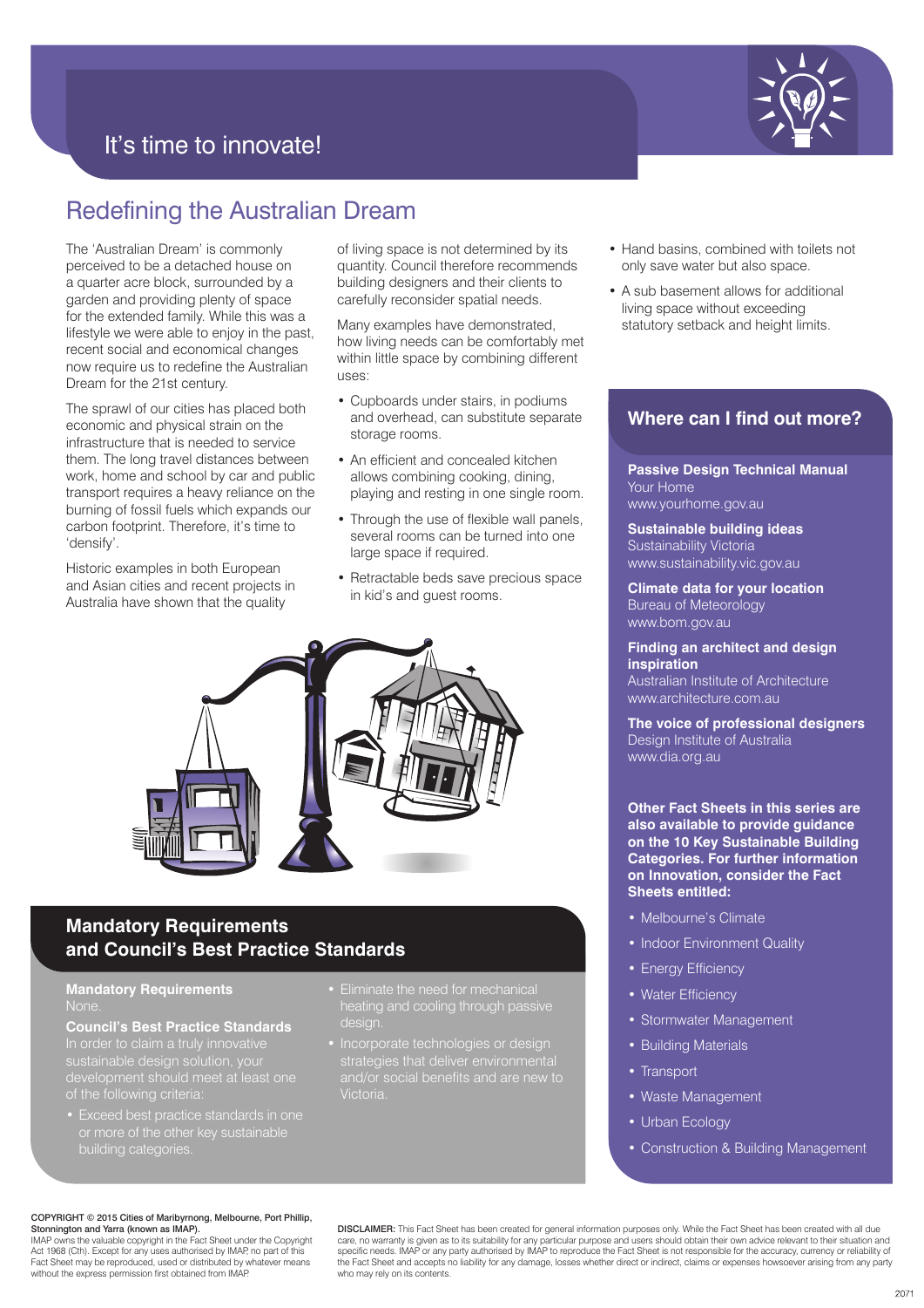It's time to innovate!

## Redefining the Australian Dream

The 'Australian Dream' is commonly perceived to be a detached house on a quarter acre block, surrounded by a garden and providing plenty of space for the extended family. While this was a lifestyle we were able to enjoy in the past, recent social and economical changes now require us to redefine the Australian Dream for the 21st century.

The sprawl of our cities has placed both economic and physical strain on the infrastructure that is needed to service them. The long travel distances between work, home and school by car and public transport requires a heavy reliance on the burning of fossil fuels which expands our carbon footprint. Therefore, it's time to 'densify'.

Historic examples in both European and Asian cities and recent projects in Australia have shown that the quality of living space is not determined by its quantity. Council therefore recommends building designers and their clients to carefully reconsider spatial needs.

Many examples have demonstrated, how living needs can be comfortably met within little space by combining different uses:

- Cupboards under stairs, in podiums and overhead, can substitute separate storage rooms.
- An efficient and concealed kitchen allows combining cooking, dining, playing and resting in one single room.
- Through the use of flexible wall panels, several rooms can be turned into one large space if required.
- Retractable beds save precious space in kid's and guest rooms.
- Hand basins, combined with toilets not only save water but also space.
- A sub basement allows for additional living space without exceeding statutory setback and height limits.

## Mandatory Requirements and Council's Best Practice Standards

**Mandatory Requirements**
None.

**Council's Best Practice Standards**
In order to claim a truly innovative sustainable design solution, your development should meet at least one of the following criteria:

- Exceed best practice standards in one or more of the other key sustainable building categories.
- Eliminate the need for mechanical heating and cooling through passive design.
- Incorporate technologies or design strategies that deliver environmental and/or social benefits and are new to Victoria.

## Where can I find out more?

**Passive Design Technical Manual**
Your Home
www.yourhome.gov.au

**Sustainable building ideas**
Sustainability Victoria
www.sustainability.vic.gov.au

**Climate data for your location**
Bureau of Meteorology
www.bom.gov.au

**Finding an architect and design inspiration**
Australian Institute of Architecture
www.architecture.com.au

**The voice of professional designers**
Design Institute of Australia
www.dia.org.au

**Other Fact Sheets in this series are also available to provide guidance on the 10 Key Sustainable Building Categories. For further information on Innovation, consider the Fact Sheets entitled:**

- Melbourne's Climate
- Indoor Environment Quality
- Energy Efficiency
- Water Efficiency
- Stormwater Management
- Building Materials
- Transport
- Waste Management
- Urban Ecology
- Construction & Building Management

**COPYRIGHT © 2015 Cities of Maribyrnong, Melbourne, Port Phillip, Stonnington and Yarra (known as IMAP).**
IMAP owns the valuable copyright in the Fact Sheet under the Copyright Act 1968 (Cth). Except for any uses authorised by IMAP, no part of this Fact Sheet may be reproduced, used or distributed by whatever means without the express permission first obtained from IMAP.

**DISCLAIMER:** This Fact Sheet has been created for general information purposes only. While the Fact Sheet has been created with all due care, no warranty is given as to its suitability for any particular purpose and users should obtain their own advice relevant to their situation and specific needs. IMAP or any party authorised by IMAP to reproduce the Fact Sheet is not responsible for the accuracy, currency or reliability of the Fact Sheet and accepts no liability for any damage, losses whether direct or indirect, claims or expenses howsoever arising from any party who may rely on its contents.